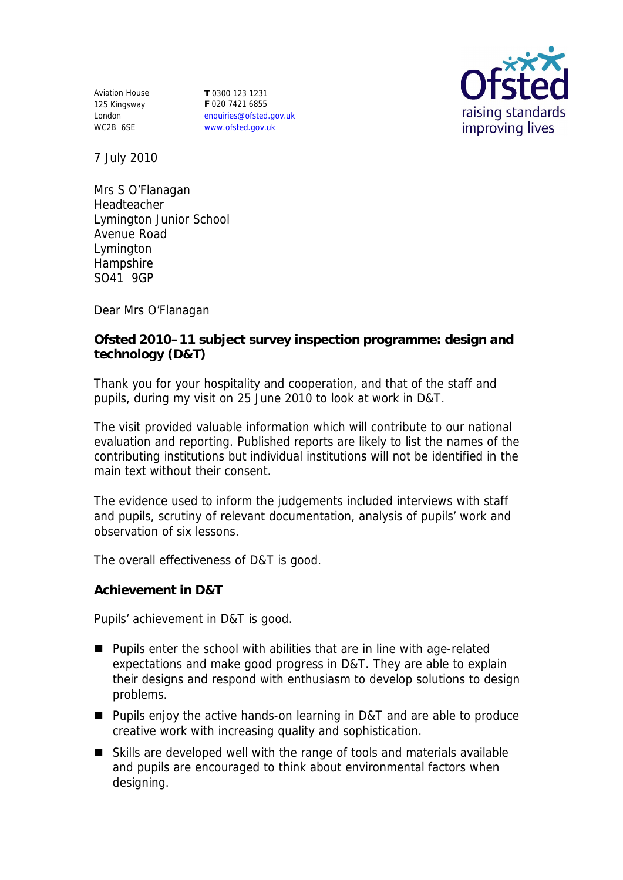Aviation House
125 Kingsway
London
WC2B 6SE

**T** 0300 123 1231
**F** 020 7421 6855
enquiries@ofsted.gov.uk
www.ofsted.gov.uk

Ofsted
raising standards
improving lives

7 July 2010

Mrs S O'Flanagan
Headteacher
Lymington Junior School
Avenue Road
Lymington
Hampshire
SO41 9GP

Dear Mrs O'Flanagan

**Ofsted 2010–11 subject survey inspection programme: design and technology (D&T)**

Thank you for your hospitality and cooperation, and that of the staff and pupils, during my visit on 25 June 2010 to look at work in D&T.

The visit provided valuable information which will contribute to our national evaluation and reporting. Published reports are likely to list the names of the contributing institutions but individual institutions will not be identified in the main text without their consent.

The evidence used to inform the judgements included interviews with staff and pupils, scrutiny of relevant documentation, analysis of pupils' work and observation of six lessons.

The overall effectiveness of D&T is good.

**Achievement in D&T**

Pupils' achievement in D&T is good.

- Pupils enter the school with abilities that are in line with age-related expectations and make good progress in D&T. They are able to explain their designs and respond with enthusiasm to develop solutions to design problems.
- Pupils enjoy the active hands-on learning in D&T and are able to produce creative work with increasing quality and sophistication.
- Skills are developed well with the range of tools and materials available and pupils are encouraged to think about environmental factors when designing.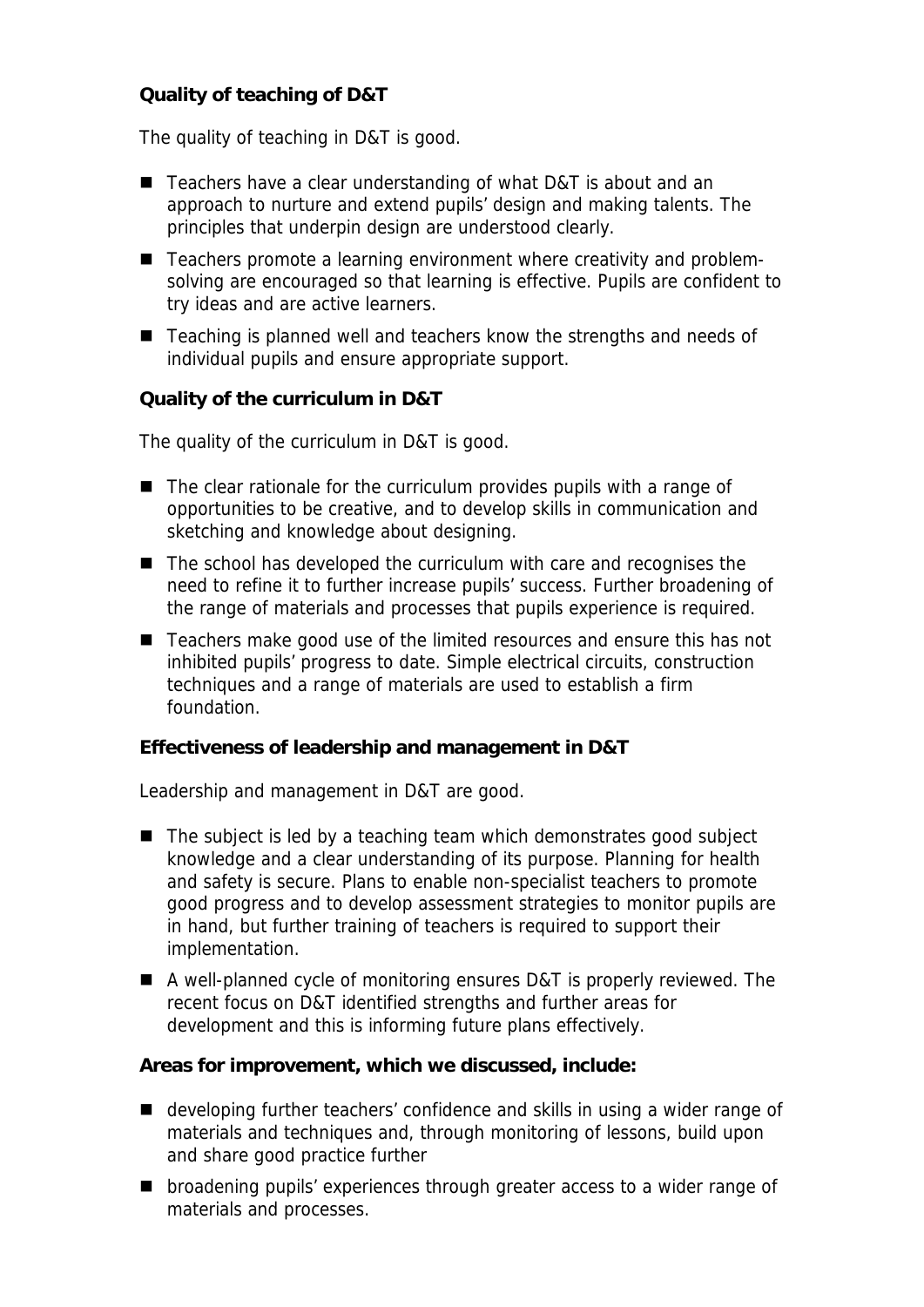**Quality of teaching of D&T**

The quality of teaching in D&T is good.

- Teachers have a clear understanding of what D&T is about and an approach to nurture and extend pupils' design and making talents. The principles that underpin design are understood clearly.
- Teachers promote a learning environment where creativity and problem-solving are encouraged so that learning is effective. Pupils are confident to try ideas and are active learners.
- Teaching is planned well and teachers know the strengths and needs of individual pupils and ensure appropriate support.

**Quality of the curriculum in D&T**

The quality of the curriculum in D&T is good.

- The clear rationale for the curriculum provides pupils with a range of opportunities to be creative, and to develop skills in communication and sketching and knowledge about designing.
- The school has developed the curriculum with care and recognises the need to refine it to further increase pupils' success. Further broadening of the range of materials and processes that pupils experience is required.
- Teachers make good use of the limited resources and ensure this has not inhibited pupils' progress to date. Simple electrical circuits, construction techniques and a range of materials are used to establish a firm foundation.

**Effectiveness of leadership and management in D&T**

Leadership and management in D&T are good.

- The subject is led by a teaching team which demonstrates good subject knowledge and a clear understanding of its purpose. Planning for health and safety is secure. Plans to enable non-specialist teachers to promote good progress and to develop assessment strategies to monitor pupils are in hand, but further training of teachers is required to support their implementation.
- A well-planned cycle of monitoring ensures D&T is properly reviewed. The recent focus on D&T identified strengths and further areas for development and this is informing future plans effectively.

**Areas for improvement, which we discussed, include:**

- developing further teachers' confidence and skills in using a wider range of materials and techniques and, through monitoring of lessons, build upon and share good practice further
- broadening pupils' experiences through greater access to a wider range of materials and processes.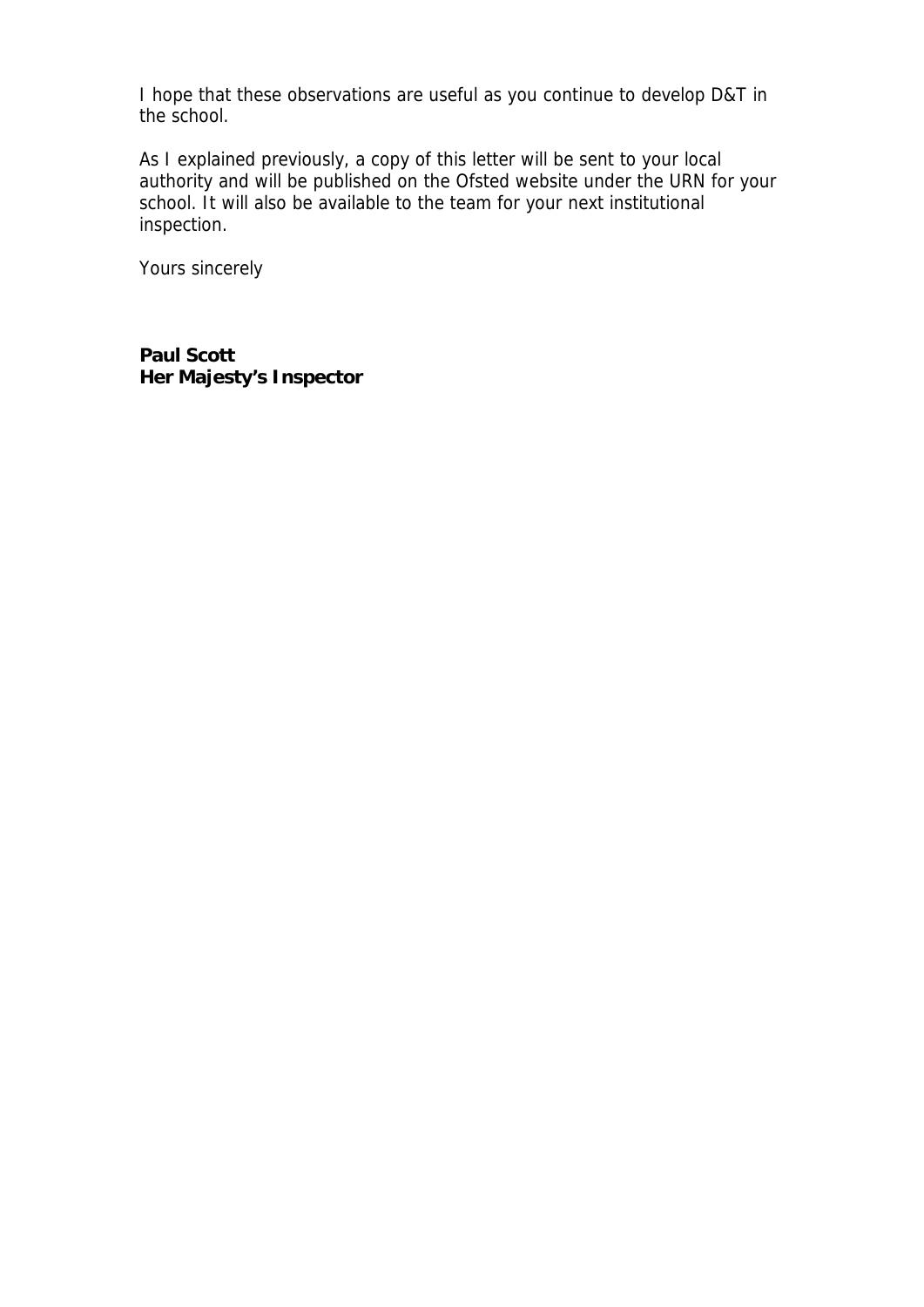I hope that these observations are useful as you continue to develop D&T in the school.

As I explained previously, a copy of this letter will be sent to your local authority and will be published on the Ofsted website under the URN for your school. It will also be available to the team for your next institutional inspection.

Yours sincerely

**Paul Scott**
**Her Majesty's Inspector**